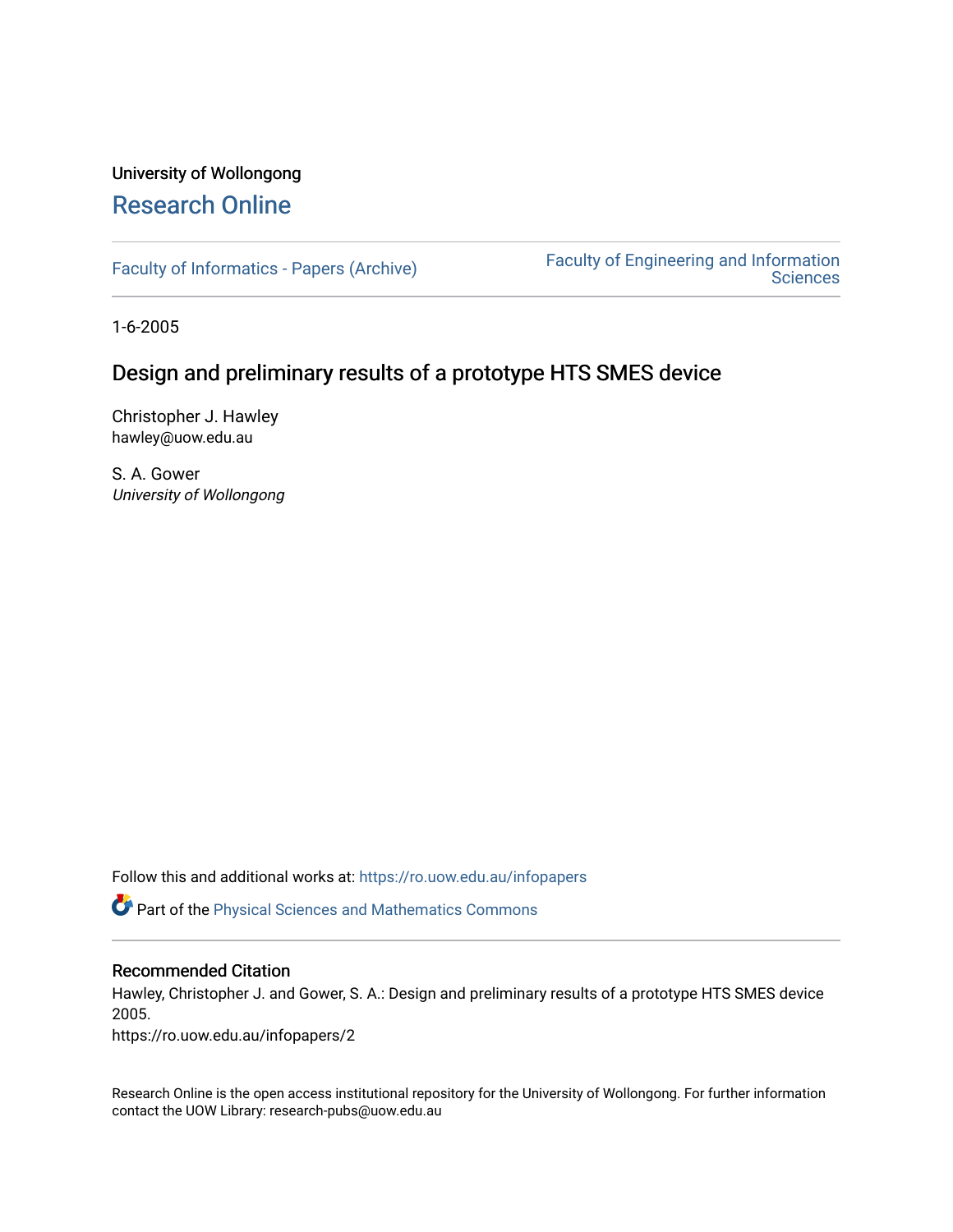University of Wollongong

# Research Online

Faculty of Informatics - Papers (Archive)

Faculty of Engineering and Information Sciences

1-6-2005

## Design and preliminary results of a prototype HTS SMES device

Christopher J. Hawley
hawley@uow.edu.au

S. A. Gower
*University of Wollongong*

Follow this and additional works at: https://ro.uow.edu.au/infopapers

Part of the Physical Sciences and Mathematics Commons

### Recommended Citation

Hawley, Christopher J. and Gower, S. A.: Design and preliminary results of a prototype HTS SMES device 2005.
https://ro.uow.edu.au/infopapers/2

Research Online is the open access institutional repository for the University of Wollongong. For further information contact the UOW Library: research-pubs@uow.edu.au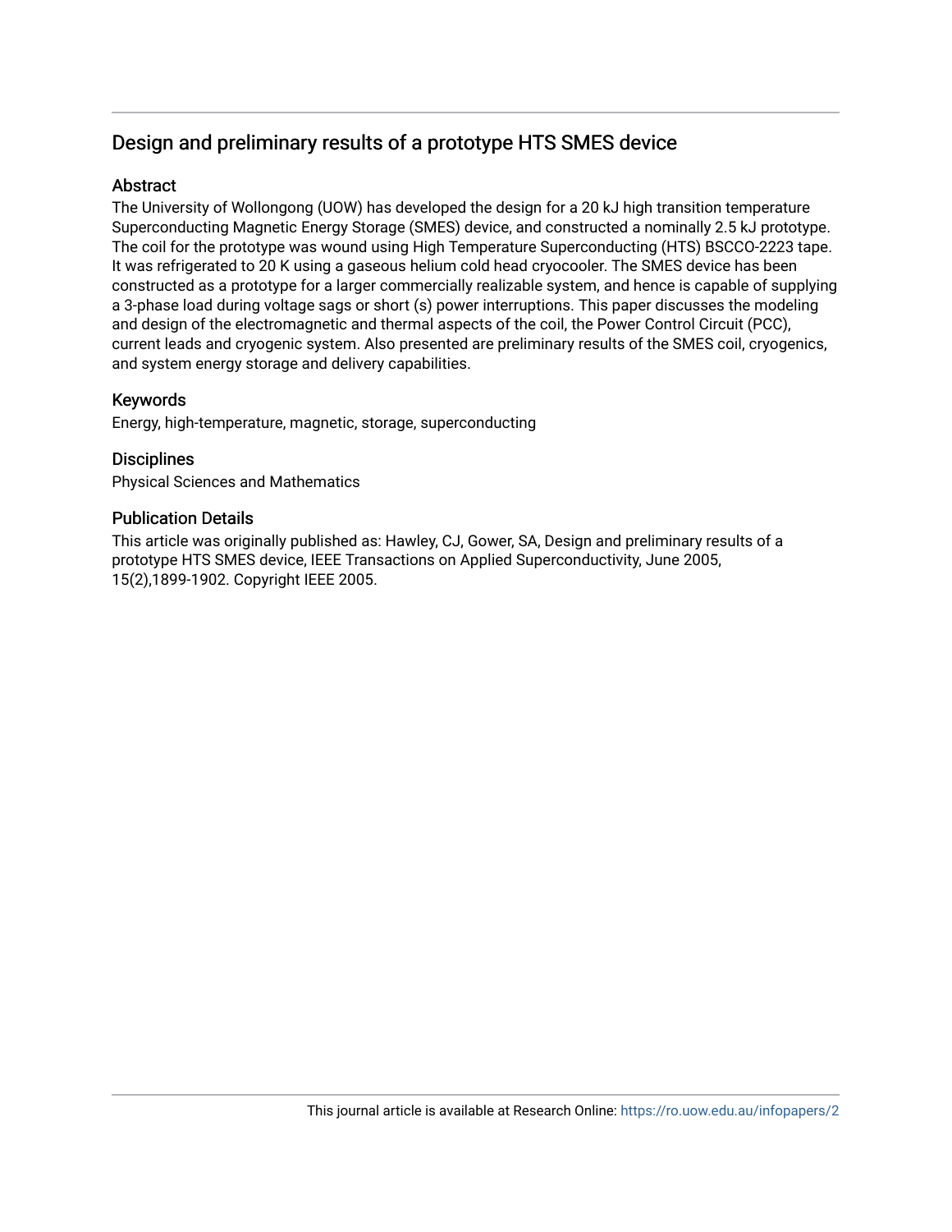## Design and preliminary results of a prototype HTS SMES device

### Abstract

The University of Wollongong (UOW) has developed the design for a 20 kJ high transition temperature Superconducting Magnetic Energy Storage (SMES) device, and constructed a nominally 2.5 kJ prototype. The coil for the prototype was wound using High Temperature Superconducting (HTS) BSCCO-2223 tape. It was refrigerated to 20 K using a gaseous helium cold head cryocooler. The SMES device has been constructed as a prototype for a larger commercially realizable system, and hence is capable of supplying a 3-phase load during voltage sags or short (s) power interruptions. This paper discusses the modeling and design of the electromagnetic and thermal aspects of the coil, the Power Control Circuit (PCC), current leads and cryogenic system. Also presented are preliminary results of the SMES coil, cryogenics, and system energy storage and delivery capabilities.

### Keywords

Energy, high-temperature, magnetic, storage, superconducting

### Disciplines

Physical Sciences and Mathematics

### Publication Details

This article was originally published as: Hawley, CJ, Gower, SA, Design and preliminary results of a prototype HTS SMES device, IEEE Transactions on Applied Superconductivity, June 2005, 15(2),1899-1902. Copyright IEEE 2005.

This journal article is available at Research Online: https://ro.uow.edu.au/infopapers/2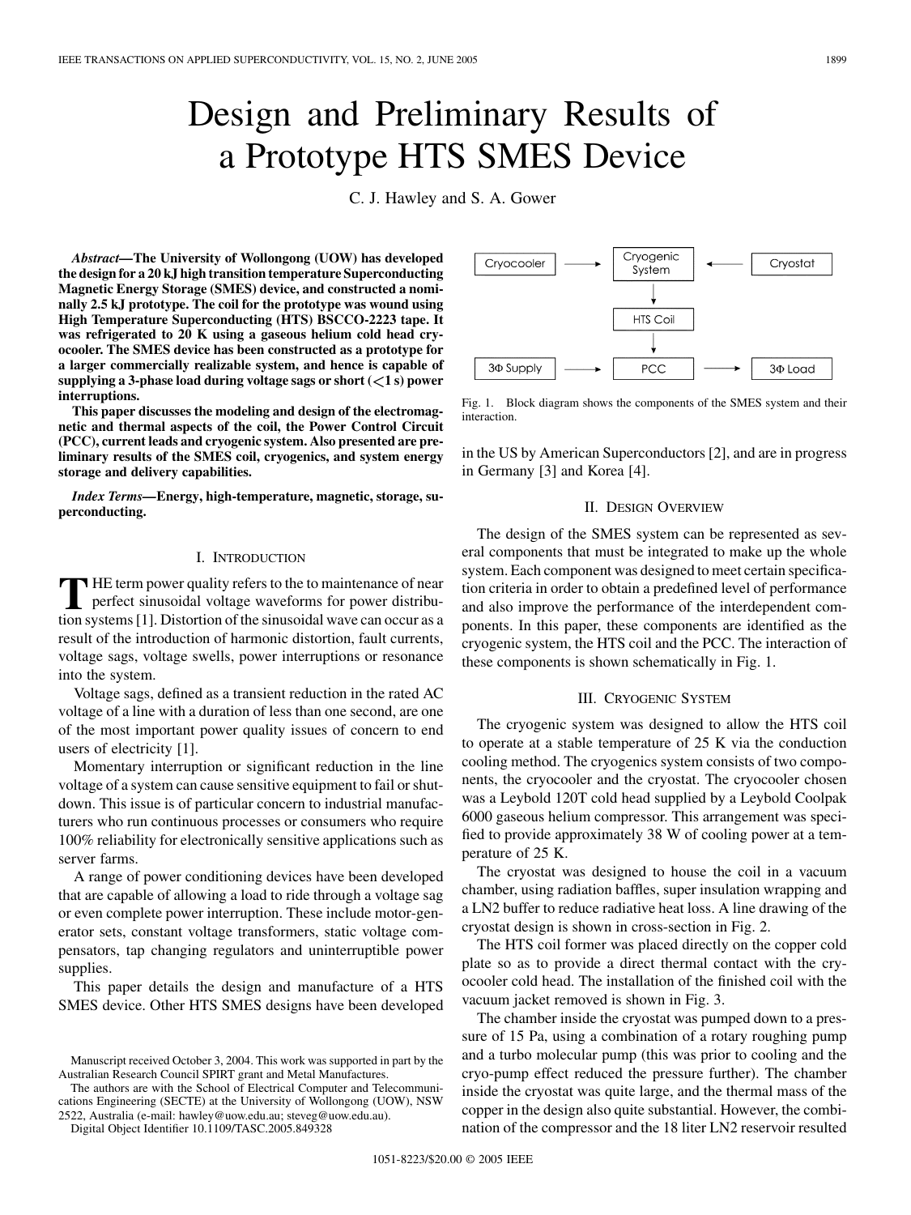# Design and Preliminary Results of a Prototype HTS SMES Device

C. J. Hawley and S. A. Gower

***Abstract*—The University of Wollongong (UOW) has developed the design for a 20 kJ high transition temperature Superconducting Magnetic Energy Storage (SMES) device, and constructed a nominally 2.5 kJ prototype. The coil for the prototype was wound using High Temperature Superconducting (HTS) BSCCO-2223 tape. It was refrigerated to 20 K using a gaseous helium cold head cryocooler. The SMES device has been constructed as a prototype for a larger commercially realizable system, and hence is capable of supplying a 3-phase load during voltage sags or short (<1 s) power interruptions.**

**This paper discusses the modeling and design of the electromagnetic and thermal aspects of the coil, the Power Control Circuit (PCC), current leads and cryogenic system. Also presented are preliminary results of the SMES coil, cryogenics, and system energy storage and delivery capabilities.**

***Index Terms*—Energy, high-temperature, magnetic, storage, superconducting.**

## I. Introduction

The term power quality refers to the to maintenance of near perfect sinusoidal voltage waveforms for power distribution systems [1]. Distortion of the sinusoidal wave can occur as a result of the introduction of harmonic distortion, fault currents, voltage sags, voltage swells, power interruptions or resonance into the system.

Voltage sags, defined as a transient reduction in the rated AC voltage of a line with a duration of less than one second, are one of the most important power quality issues of concern to end users of electricity [1].

Momentary interruption or significant reduction in the line voltage of a system can cause sensitive equipment to fail or shutdown. This issue is of particular concern to industrial manufacturers who run continuous processes or consumers who require 100% reliability for electronically sensitive applications such as server farms.

A range of power conditioning devices have been developed that are capable of allowing a load to ride through a voltage sag or even complete power interruption. These include motor-generator sets, constant voltage transformers, static voltage compensators, tap changing regulators and uninterruptible power supplies.

This paper details the design and manufacture of a HTS SMES device. Other HTS SMES designs have been developed in the US by American Superconductors [2], and are in progress in Germany [3] and Korea [4].

Manuscript received October 3, 2004. This work was supported in part by the Australian Research Council SPIRT grant and Metal Manufactures.

The authors are with the School of Electrical Computer and Telecommunications Engineering (SECTE) at the University of Wollongong (UOW), NSW 2522, Australia (e-mail: hawley@uow.edu.au; steveg@uow.edu.au).

Digital Object Identifier 10.1109/TASC.2005.849328

```
Cryocooler  --->  Cryogenic System  <---  Cryostat
                        |
                        v
                    HTS Coil
                        |
                        v
3Φ Supply  --->        PCC        --->  3Φ Load
```

Fig. 1. Block diagram shows the components of the SMES system and their interaction.

## II. Design Overview

The design of the SMES system can be represented as several components that must be integrated to make up the whole system. Each component was designed to meet certain specification criteria in order to obtain a predefined level of performance and also improve the performance of the interdependent components. In this paper, these components are identified as the cryogenic system, the HTS coil and the PCC. The interaction of these components is shown schematically in Fig. 1.

## III. Cryogenic System

The cryogenic system was designed to allow the HTS coil to operate at a stable temperature of 25 K via the conduction cooling method. The cryogenics system consists of two components, the cryocooler and the cryostat. The cryocooler chosen was a Leybold 120T cold head supplied by a Leybold Coolpak 6000 gaseous helium compressor. This arrangement was specified to provide approximately 38 W of cooling power at a temperature of 25 K.

The cryostat was designed to house the coil in a vacuum chamber, using radiation baffles, super insulation wrapping and a LN2 buffer to reduce radiative heat loss. A line drawing of the cryostat design is shown in cross-section in Fig. 2.

The HTS coil former was placed directly on the copper cold plate so as to provide a direct thermal contact with the cryocooler cold head. The installation of the finished coil with the vacuum jacket removed is shown in Fig. 3.

The chamber inside the cryostat was pumped down to a pressure of 15 Pa, using a combination of a rotary roughing pump and a turbo molecular pump (this was prior to cooling and the cryo-pump effect reduced the pressure further). The chamber inside the cryostat was quite large, and the thermal mass of the copper in the design also quite substantial. However, the combination of the compressor and the 18 liter LN2 reservoir resulted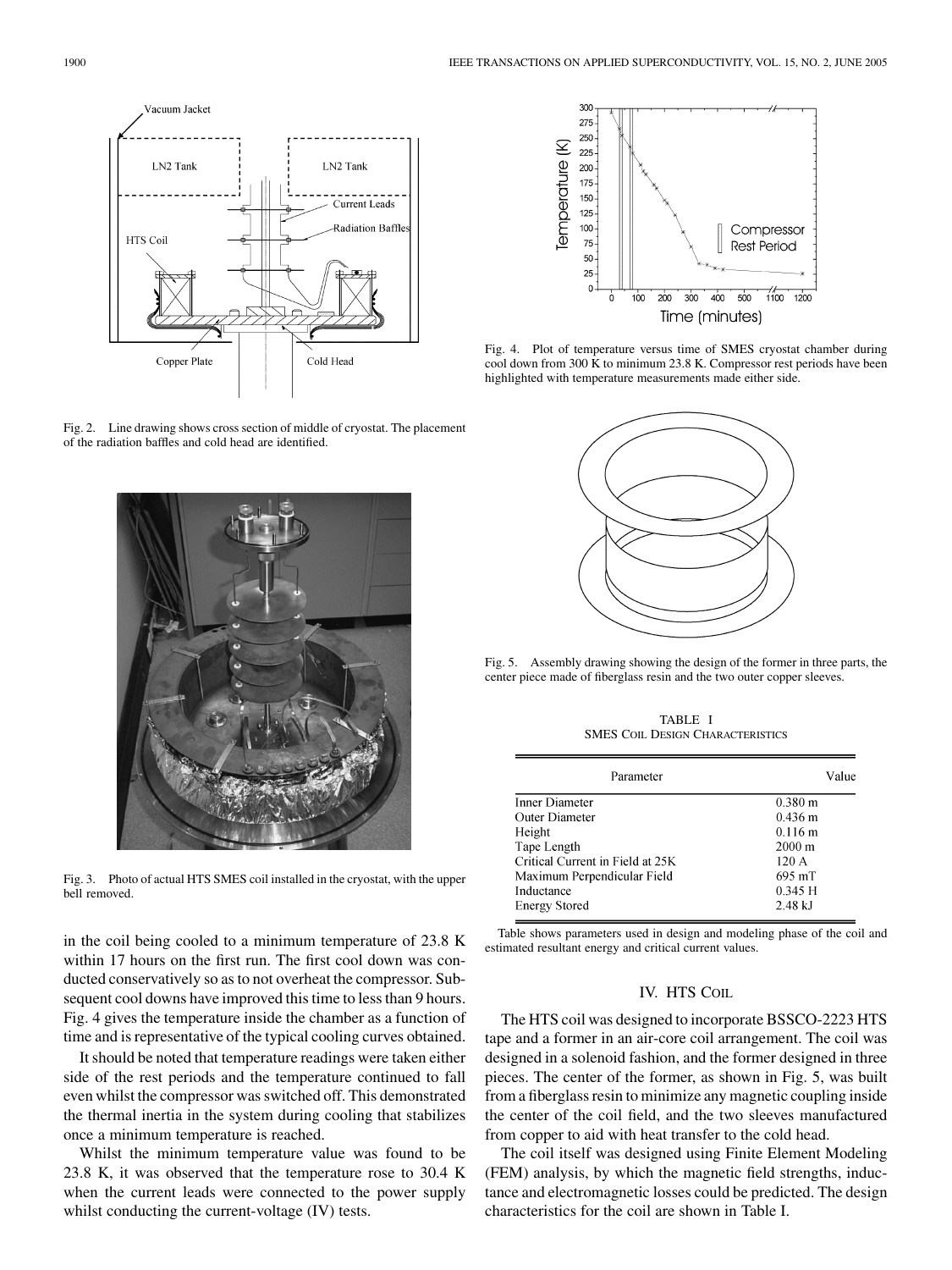Fig. 2. Line drawing shows cross section of middle of cryostat. The placement of the radiation baffles and cold head are identified.

Fig. 3. Photo of actual HTS SMES coil installed in the cryostat, with the upper bell removed.

in the coil being cooled to a minimum temperature of 23.8 K within 17 hours on the first run. The first cool down was conducted conservatively so as to not overheat the compressor. Subsequent cool downs have improved this time to less than 9 hours. Fig. 4 gives the temperature inside the chamber as a function of time and is representative of the typical cooling curves obtained.

It should be noted that temperature readings were taken either side of the rest periods and the temperature continued to fall even whilst the compressor was switched off. This demonstrated the thermal inertia in the system during cooling that stabilizes once a minimum temperature is reached.

Whilst the minimum temperature value was found to be 23.8 K, it was observed that the temperature rose to 30.4 K when the current leads were connected to the power supply whilst conducting the current-voltage (IV) tests.

Fig. 4. Plot of temperature versus time of SMES cryostat chamber during cool down from 300 K to minimum 23.8 K. Compressor rest periods have been highlighted with temperature measurements made either side.

Fig. 5. Assembly drawing showing the design of the former in three parts, the center piece made of fiberglass resin and the two outer copper sleeves.

TABLE I
SMES COIL DESIGN CHARACTERISTICS

| Parameter | Value |
| --- | --- |
| Inner Diameter | 0.380 m |
| Outer Diameter | 0.436 m |
| Height | 0.116 m |
| Tape Length | 2000 m |
| Critical Current in Field at 25K | 120 A |
| Maximum Perpendicular Field | 695 mT |
| Inductance | 0.345 H |
| Energy Stored | 2.48 kJ |

Table shows parameters used in design and modeling phase of the coil and estimated resultant energy and critical current values.

## IV. HTS COIL

The HTS coil was designed to incorporate BSSCO-2223 HTS tape and a former in an air-core coil arrangement. The coil was designed in a solenoid fashion, and the former designed in three pieces. The center of the former, as shown in Fig. 5, was built from a fiberglass resin to minimize any magnetic coupling inside the center of the coil field, and the two sleeves manufactured from copper to aid with heat transfer to the cold head.

The coil itself was designed using Finite Element Modeling (FEM) analysis, by which the magnetic field strengths, inductance and electromagnetic losses could be predicted. The design characteristics for the coil are shown in Table I.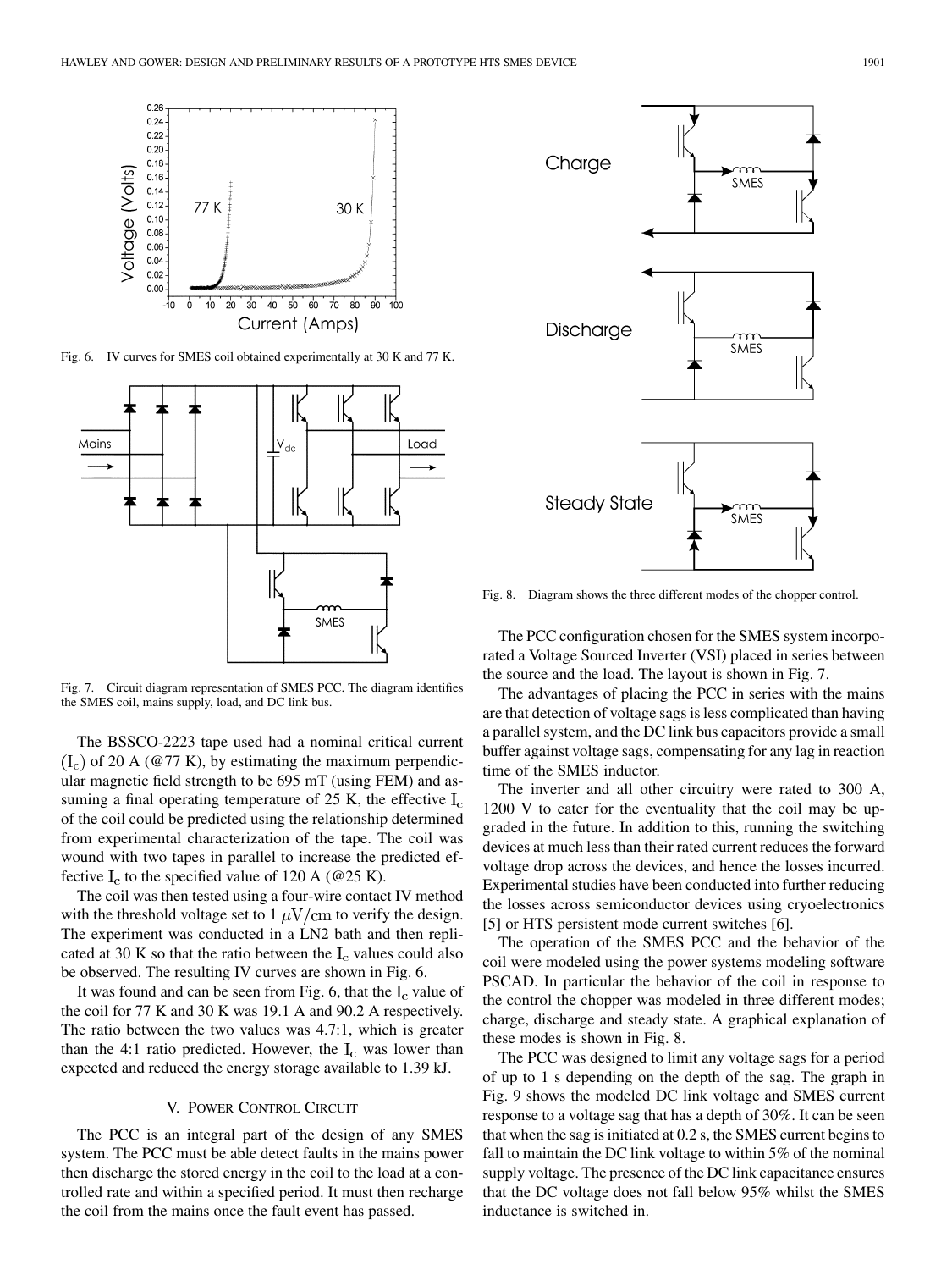Fig. 6. IV curves for SMES coil obtained experimentally at 30 K and 77 K.

Fig. 7. Circuit diagram representation of SMES PCC. The diagram identifies the SMES coil, mains supply, load, and DC link bus.

The BSSCO-2223 tape used had a nominal critical current $(I_c)$ of 20 A (@77 K), by estimating the maximum perpendicular magnetic field strength to be 695 mT (using FEM) and assuming a final operating temperature of 25 K, the effective $I_c$ of the coil could be predicted using the relationship determined from experimental characterization of the tape. The coil was wound with two tapes in parallel to increase the predicted effective $I_c$ to the specified value of 120 A (@25 K).

The coil was then tested using a four-wire contact IV method with the threshold voltage set to 1 $\mu V/cm$ to verify the design. The experiment was conducted in a LN2 bath and then replicated at 30 K so that the ratio between the $I_c$ values could also be observed. The resulting IV curves are shown in Fig. 6.

It was found and can be seen from Fig. 6, that the $I_c$ value of the coil for 77 K and 30 K was 19.1 A and 90.2 A respectively. The ratio between the two values was 4.7:1, which is greater than the 4:1 ratio predicted. However, the $I_c$ was lower than expected and reduced the energy storage available to 1.39 kJ.

## V. Power Control Circuit

The PCC is an integral part of the design of any SMES system. The PCC must be able detect faults in the mains power then discharge the stored energy in the coil to the load at a controlled rate and within a specified period. It must then recharge the coil from the mains once the fault event has passed.

Fig. 8. Diagram shows the three different modes of the chopper control.

The PCC configuration chosen for the SMES system incorporated a Voltage Sourced Inverter (VSI) placed in series between the source and the load. The layout is shown in Fig. 7.

The advantages of placing the PCC in series with the mains are that detection of voltage sags is less complicated than having a parallel system, and the DC link bus capacitors provide a small buffer against voltage sags, compensating for any lag in reaction time of the SMES inductor.

The inverter and all other circuitry were rated to 300 A, 1200 V to cater for the eventuality that the coil may be upgraded in the future. In addition to this, running the switching devices at much less than their rated current reduces the forward voltage drop across the devices, and hence the losses incurred. Experimental studies have been conducted into further reducing the losses across semiconductor devices using cryoelectronics [5] or HTS persistent mode current switches [6].

The operation of the SMES PCC and the behavior of the coil were modeled using the power systems modeling software PSCAD. In particular the behavior of the coil in response to the control the chopper was modeled in three different modes; charge, discharge and steady state. A graphical explanation of these modes is shown in Fig. 8.

The PCC was designed to limit any voltage sags for a period of up to 1 s depending on the depth of the sag. The graph in Fig. 9 shows the modeled DC link voltage and SMES current response to a voltage sag that has a depth of 30%. It can be seen that when the sag is initiated at 0.2 s, the SMES current begins to fall to maintain the DC link voltage to within 5% of the nominal supply voltage. The presence of the DC link capacitance ensures that the DC voltage does not fall below 95% whilst the SMES inductance is switched in.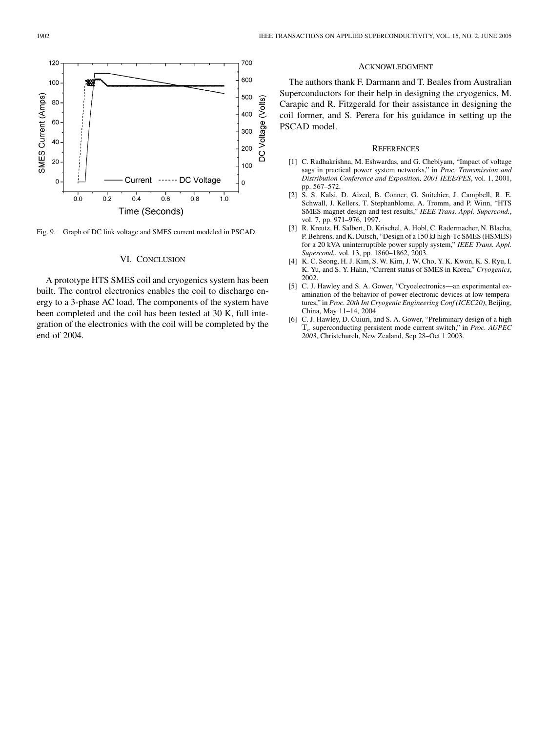120
100
80
60
40
20
0
SMES Current (Amps)
700
600
500
400
300
200
100
0
DC Voltage (Volts)
0.0 0.2 0.4 0.6 0.8 1.0
Time (Seconds)
Current ------ DC Voltage

Fig. 9. Graph of DC link voltage and SMES current modeled in PSCAD.

## VI. Conclusion

A prototype HTS SMES coil and cryogenics system has been built. The control electronics enables the coil to discharge energy to a 3-phase AC load. The components of the system have been completed and the coil has been tested at 30 K, full integration of the electronics with the coil will be completed by the end of 2004.

## Acknowledgment

The authors thank F. Darmann and T. Beales from Australian Superconductors for their help in designing the cryogenics, M. Carapic and R. Fitzgerald for their assistance in designing the coil former, and S. Perera for his guidance in setting up the PSCAD model.

## References

[1] C. Radhakrishna, M. Eshwardas, and G. Chebiyam, "Impact of voltage sags in practical power system networks," in *Proc. Transmission and Distribution Conference and Exposition, 2001 IEEE/PES*, vol. 1, 2001, pp. 567–572.

[2] S. S. Kalsi, D. Aized, B. Conner, G. Snitchier, J. Campbell, R. E. Schwall, J. Kellers, T. Stephanblome, A. Tromm, and P. Winn, "HTS SMES magnet design and test results," *IEEE Trans. Appl. Supercond.*, vol. 7, pp. 971–976, 1997.

[3] R. Kreutz, H. Salbert, D. Krischel, A. Hobl, C. Radermacher, N. Blacha, P. Behrens, and K. Dutsch, "Design of a 150 kJ high-Tc SMES (HSMES) for a 20 kVA uninterruptible power supply system," *IEEE Trans. Appl. Supercond.*, vol. 13, pp. 1860–1862, 2003.

[4] K. C. Seong, H. J. Kim, S. W. Kim, J. W. Cho, Y. K. Kwon, K. S. Ryu, I. K. Yu, and S. Y. Hahn, "Current status of SMES in Korea," *Cryogenics*, 2002.

[5] C. J. Hawley and S. A. Gower, "Cryoelectronics—an experimental examination of the behavior of power electronic devices at low temperatures," in *Proc. 20th Int Cryogenic Engineering Conf (ICEC20)*, Beijing, China, May 11–14, 2004.

[6] C. J. Hawley, D. Cuiuri, and S. A. Gower, "Preliminary design of a high $T_c$ superconducting persistent mode current switch," in *Proc. AUPEC 2003*, Christchurch, New Zealand, Sep 28–Oct 1 2003.